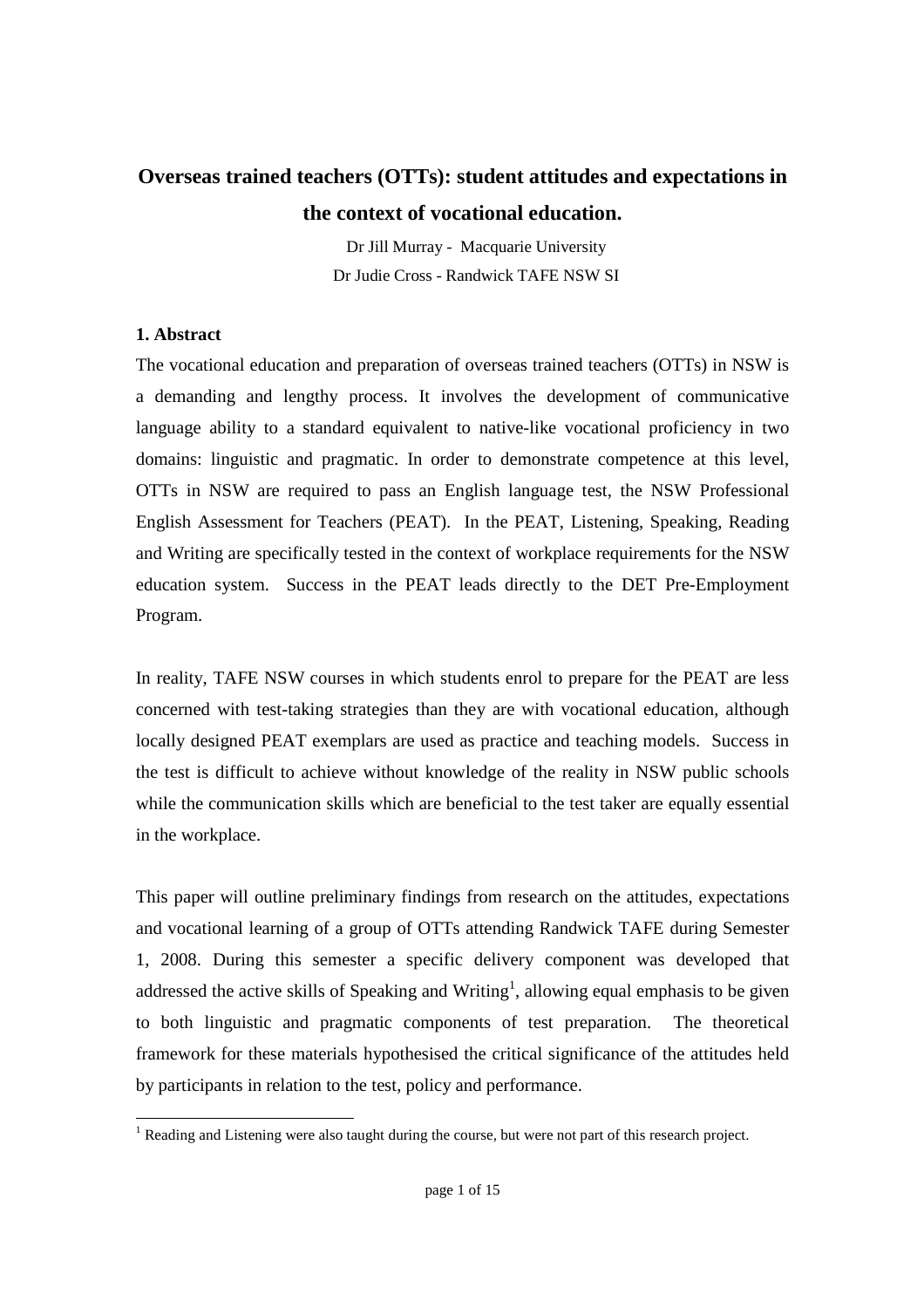# Overseas trained teachers (OTTs): student attitudes and expectations in the context of vocational education.

Dr Jill Murray - Macquarie University

Dr Judie Cross - Randwick TAFE NSW SI

## 1. Abstract

The vocational education and preparation of overseas trained teachers (OTTs) in NSW is a demanding and lengthy process. It involves the development of communicative language ability to a standard equivalent to native-like vocational proficiency in two domains: linguistic and pragmatic. In order to demonstrate competence at this level, OTTs in NSW are required to pass an English language test, the NSW Professional English Assessment for Teachers (PEAT). In the PEAT, Listening, Speaking, Reading and Writing are specifically tested in the context of workplace requirements for the NSW education system. Success in the PEAT leads directly to the DET Pre-Employment Program.

In reality, TAFE NSW courses in which students enrol to prepare for the PEAT are less concerned with test-taking strategies than they are with vocational education, although locally designed PEAT exemplars are used as practice and teaching models. Success in the test is difficult to achieve without knowledge of the reality in NSW public schools while the communication skills which are beneficial to the test taker are equally essential in the workplace.

This paper will outline preliminary findings from research on the attitudes, expectations and vocational learning of a group of OTTs attending Randwick TAFE during Semester 1, 2008. During this semester a specific delivery component was developed that addressed the active skills of Speaking and Writing[1], allowing equal emphasis to be given to both linguistic and pragmatic components of test preparation. The theoretical framework for these materials hypothesised the critical significance of the attitudes held by participants in relation to the test, policy and performance.

---

[1] Reading and Listening were also taught during the course, but were not part of this research project.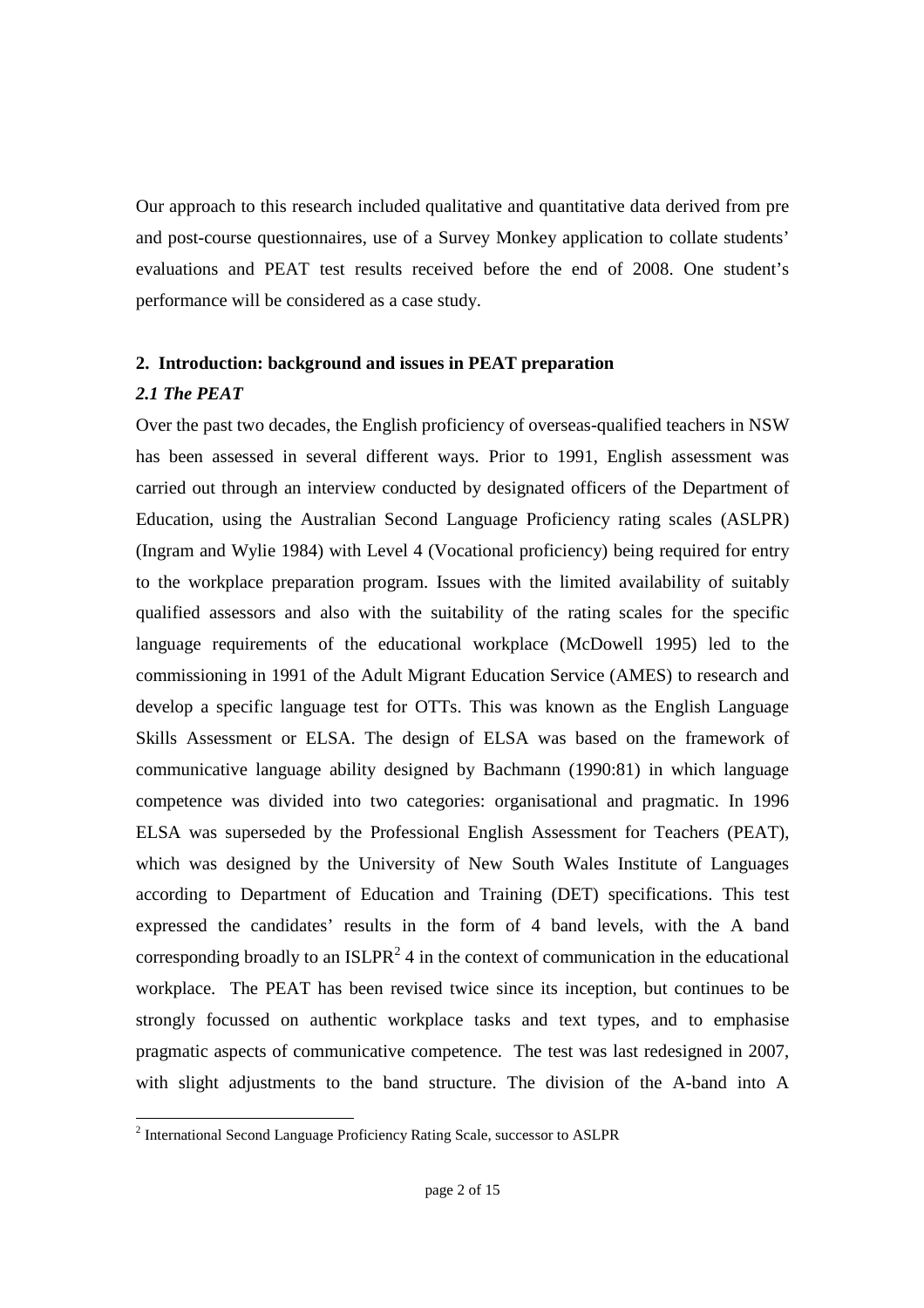Our approach to this research included qualitative and quantitative data derived from pre and post-course questionnaires, use of a Survey Monkey application to collate students' evaluations and PEAT test results received before the end of 2008. One student's performance will be considered as a case study.

## 2. Introduction: background and issues in PEAT preparation

### *2.1 The PEAT*

Over the past two decades, the English proficiency of overseas-qualified teachers in NSW has been assessed in several different ways. Prior to 1991, English assessment was carried out through an interview conducted by designated officers of the Department of Education, using the Australian Second Language Proficiency rating scales (ASLPR) (Ingram and Wylie 1984) with Level 4 (Vocational proficiency) being required for entry to the workplace preparation program. Issues with the limited availability of suitably qualified assessors and also with the suitability of the rating scales for the specific language requirements of the educational workplace (McDowell 1995) led to the commissioning in 1991 of the Adult Migrant Education Service (AMES) to research and develop a specific language test for OTTs. This was known as the English Language Skills Assessment or ELSA. The design of ELSA was based on the framework of communicative language ability designed by Bachmann (1990:81) in which language competence was divided into two categories: organisational and pragmatic. In 1996 ELSA was superseded by the Professional English Assessment for Teachers (PEAT), which was designed by the University of New South Wales Institute of Languages according to Department of Education and Training (DET) specifications. This test expressed the candidates' results in the form of 4 band levels, with the A band corresponding broadly to an ISLPR[2] 4 in the context of communication in the educational workplace. The PEAT has been revised twice since its inception, but continues to be strongly focussed on authentic workplace tasks and text types, and to emphasise pragmatic aspects of communicative competence. The test was last redesigned in 2007, with slight adjustments to the band structure. The division of the A-band into A

[2] International Second Language Proficiency Rating Scale, successor to ASLPR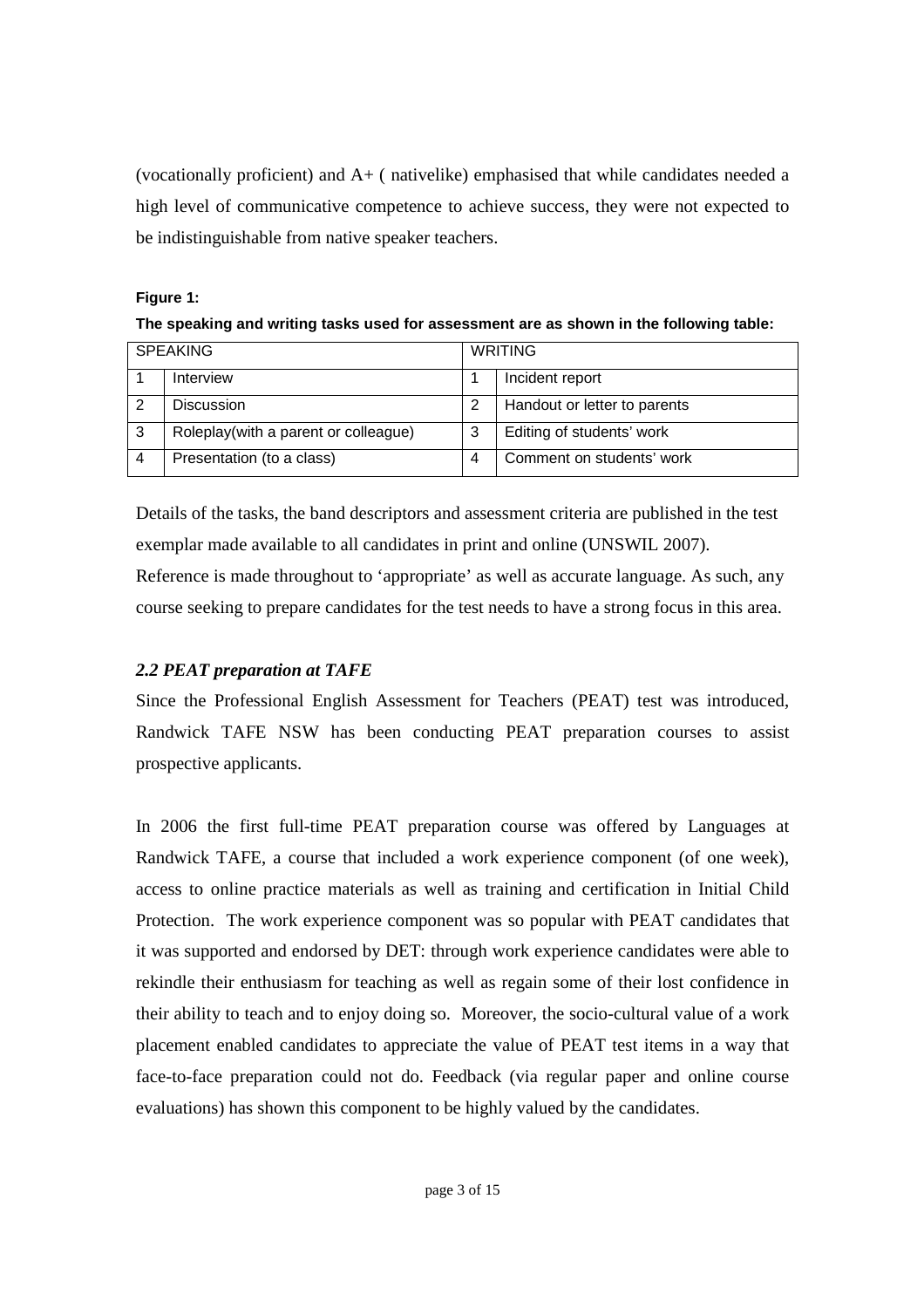(vocationally proficient) and A+ ( nativelike) emphasised that while candidates needed a high level of communicative competence to achieve success, they were not expected to be indistinguishable from native speaker teachers.

**Figure 1:**

**The speaking and writing tasks used for assessment are as shown in the following table:**

| SPEAKING | | WRITING | |
|---|---|---|---|
| 1 | Interview | 1 | Incident report |
| 2 | Discussion | 2 | Handout or letter to parents |
| 3 | Roleplay(with a parent or colleague) | 3 | Editing of students' work |
| 4 | Presentation (to a class) | 4 | Comment on students' work |

Details of the tasks, the band descriptors and assessment criteria are published in the test exemplar made available to all candidates in print and online (UNSWIL 2007). Reference is made throughout to 'appropriate' as well as accurate language. As such, any course seeking to prepare candidates for the test needs to have a strong focus in this area.

### *2.2 PEAT preparation at TAFE*

Since the Professional English Assessment for Teachers (PEAT) test was introduced, Randwick TAFE NSW has been conducting PEAT preparation courses to assist prospective applicants.

In 2006 the first full-time PEAT preparation course was offered by Languages at Randwick TAFE, a course that included a work experience component (of one week), access to online practice materials as well as training and certification in Initial Child Protection. The work experience component was so popular with PEAT candidates that it was supported and endorsed by DET: through work experience candidates were able to rekindle their enthusiasm for teaching as well as regain some of their lost confidence in their ability to teach and to enjoy doing so. Moreover, the socio-cultural value of a work placement enabled candidates to appreciate the value of PEAT test items in a way that face-to-face preparation could not do. Feedback (via regular paper and online course evaluations) has shown this component to be highly valued by the candidates.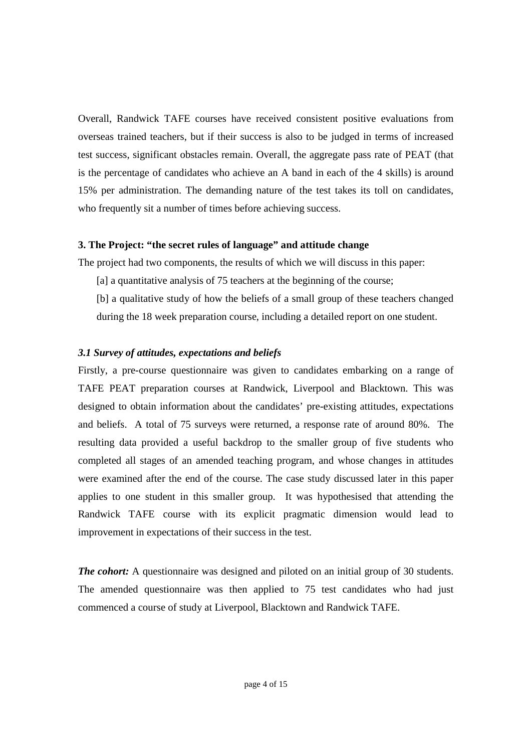Overall, Randwick TAFE courses have received consistent positive evaluations from overseas trained teachers, but if their success is also to be judged in terms of increased test success, significant obstacles remain. Overall, the aggregate pass rate of PEAT (that is the percentage of candidates who achieve an A band in each of the 4 skills) is around 15% per administration. The demanding nature of the test takes its toll on candidates, who frequently sit a number of times before achieving success.

### 3. The Project: "the secret rules of language" and attitude change

The project had two components, the results of which we will discuss in this paper:

[a] a quantitative analysis of 75 teachers at the beginning of the course;

[b] a qualitative study of how the beliefs of a small group of these teachers changed during the 18 week preparation course, including a detailed report on one student.

#### *3.1 Survey of attitudes, expectations and beliefs*

Firstly, a pre-course questionnaire was given to candidates embarking on a range of TAFE PEAT preparation courses at Randwick, Liverpool and Blacktown. This was designed to obtain information about the candidates' pre-existing attitudes, expectations and beliefs. A total of 75 surveys were returned, a response rate of around 80%. The resulting data provided a useful backdrop to the smaller group of five students who completed all stages of an amended teaching program, and whose changes in attitudes were examined after the end of the course. The case study discussed later in this paper applies to one student in this smaller group. It was hypothesised that attending the Randwick TAFE course with its explicit pragmatic dimension would lead to improvement in expectations of their success in the test.

***The cohort:*** A questionnaire was designed and piloted on an initial group of 30 students. The amended questionnaire was then applied to 75 test candidates who had just commenced a course of study at Liverpool, Blacktown and Randwick TAFE.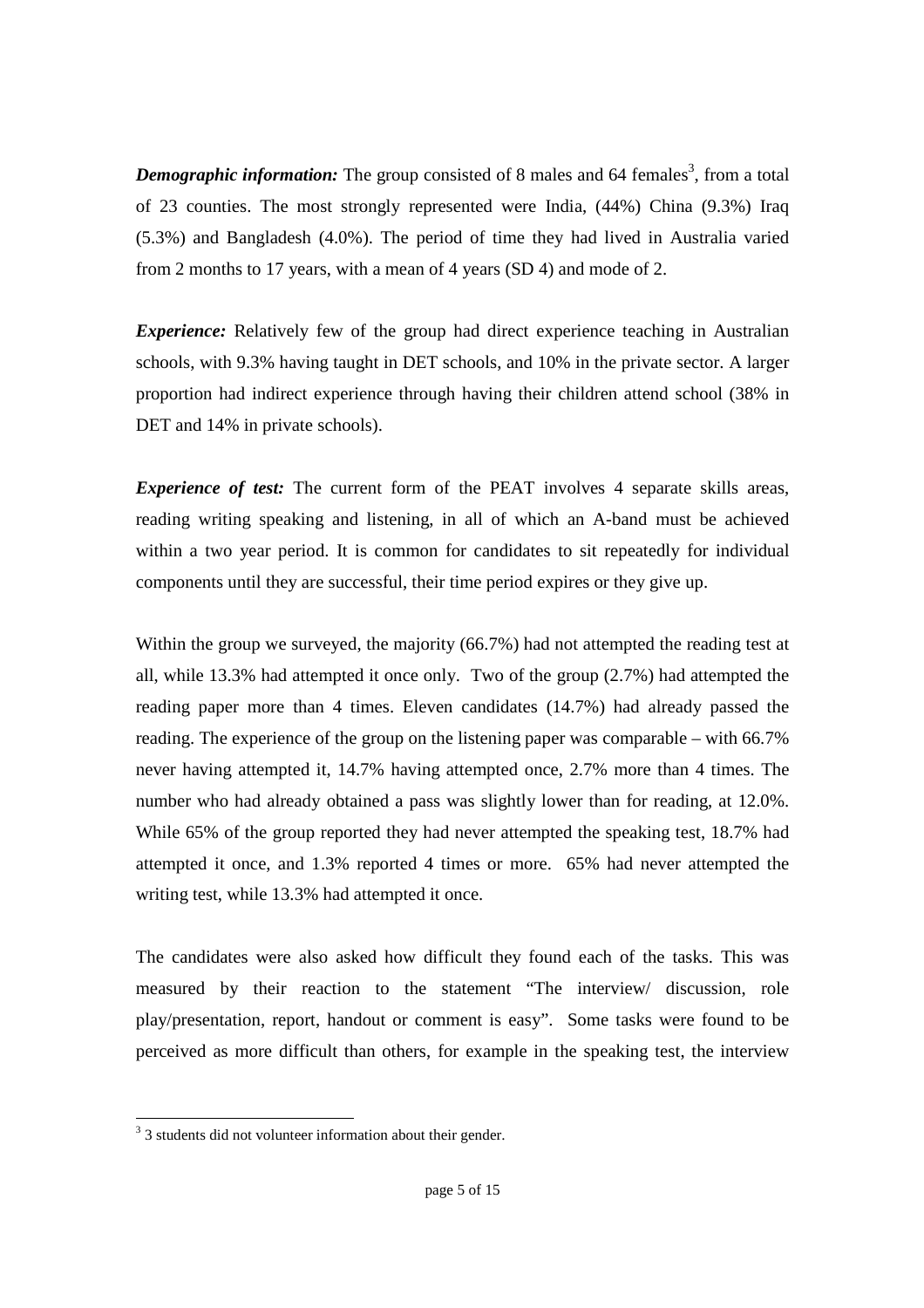***Demographic information:*** The group consisted of 8 males and 64 females[3], from a total of 23 counties. The most strongly represented were India, (44%) China (9.3%) Iraq (5.3%) and Bangladesh (4.0%). The period of time they had lived in Australia varied from 2 months to 17 years, with a mean of 4 years (SD 4) and mode of 2.

***Experience:*** Relatively few of the group had direct experience teaching in Australian schools, with 9.3% having taught in DET schools, and 10% in the private sector. A larger proportion had indirect experience through having their children attend school (38% in DET and 14% in private schools).

***Experience of test:*** The current form of the PEAT involves 4 separate skills areas, reading writing speaking and listening, in all of which an A-band must be achieved within a two year period. It is common for candidates to sit repeatedly for individual components until they are successful, their time period expires or they give up.

Within the group we surveyed, the majority (66.7%) had not attempted the reading test at all, while 13.3% had attempted it once only. Two of the group (2.7%) had attempted the reading paper more than 4 times. Eleven candidates (14.7%) had already passed the reading. The experience of the group on the listening paper was comparable – with 66.7% never having attempted it, 14.7% having attempted once, 2.7% more than 4 times. The number who had already obtained a pass was slightly lower than for reading, at 12.0%. While 65% of the group reported they had never attempted the speaking test, 18.7% had attempted it once, and 1.3% reported 4 times or more. 65% had never attempted the writing test, while 13.3% had attempted it once.

The candidates were also asked how difficult they found each of the tasks. This was measured by their reaction to the statement "The interview/ discussion, role play/presentation, report, handout or comment is easy". Some tasks were found to be perceived as more difficult than others, for example in the speaking test, the interview

---

[3] 3 students did not volunteer information about their gender.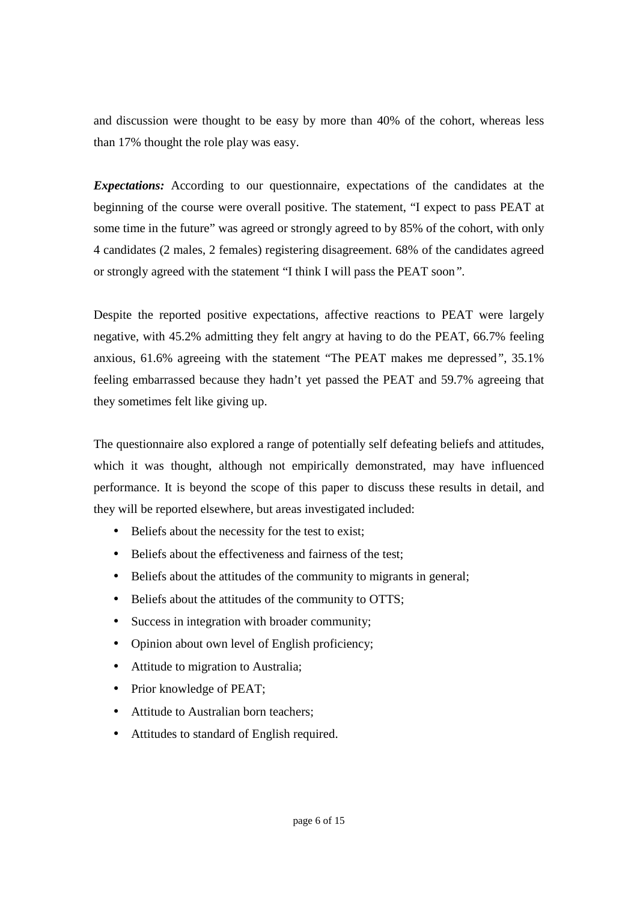and discussion were thought to be easy by more than 40% of the cohort, whereas less than 17% thought the role play was easy.

***Expectations:*** According to our questionnaire, expectations of the candidates at the beginning of the course were overall positive. The statement, "I expect to pass PEAT at some time in the future" was agreed or strongly agreed to by 85% of the cohort, with only 4 candidates (2 males, 2 females) registering disagreement. 68% of the candidates agreed or strongly agreed with the statement "I think I will pass the PEAT soon".

Despite the reported positive expectations, affective reactions to PEAT were largely negative, with 45.2% admitting they felt angry at having to do the PEAT, 66.7% feeling anxious, 61.6% agreeing with the statement "The PEAT makes me depressed", 35.1% feeling embarrassed because they hadn't yet passed the PEAT and 59.7% agreeing that they sometimes felt like giving up.

The questionnaire also explored a range of potentially self defeating beliefs and attitudes, which it was thought, although not empirically demonstrated, may have influenced performance. It is beyond the scope of this paper to discuss these results in detail, and they will be reported elsewhere, but areas investigated included:

- Beliefs about the necessity for the test to exist;
- Beliefs about the effectiveness and fairness of the test;
- Beliefs about the attitudes of the community to migrants in general;
- Beliefs about the attitudes of the community to OTTS;
- Success in integration with broader community;
- Opinion about own level of English proficiency;
- Attitude to migration to Australia;
- Prior knowledge of PEAT;
- Attitude to Australian born teachers;
- Attitudes to standard of English required.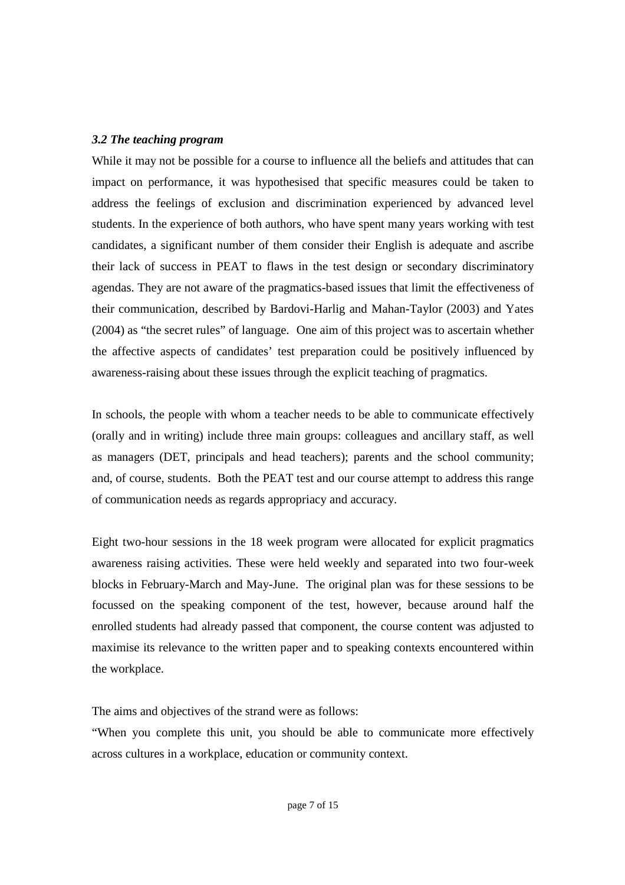### *3.2 The teaching program*

While it may not be possible for a course to influence all the beliefs and attitudes that can impact on performance, it was hypothesised that specific measures could be taken to address the feelings of exclusion and discrimination experienced by advanced level students. In the experience of both authors, who have spent many years working with test candidates, a significant number of them consider their English is adequate and ascribe their lack of success in PEAT to flaws in the test design or secondary discriminatory agendas. They are not aware of the pragmatics-based issues that limit the effectiveness of their communication, described by Bardovi-Harlig and Mahan-Taylor (2003) and Yates (2004) as "the secret rules" of language. One aim of this project was to ascertain whether the affective aspects of candidates' test preparation could be positively influenced by awareness-raising about these issues through the explicit teaching of pragmatics.

In schools, the people with whom a teacher needs to be able to communicate effectively (orally and in writing) include three main groups: colleagues and ancillary staff, as well as managers (DET, principals and head teachers); parents and the school community; and, of course, students. Both the PEAT test and our course attempt to address this range of communication needs as regards appropriacy and accuracy.

Eight two-hour sessions in the 18 week program were allocated for explicit pragmatics awareness raising activities. These were held weekly and separated into two four-week blocks in February-March and May-June. The original plan was for these sessions to be focussed on the speaking component of the test, however, because around half the enrolled students had already passed that component, the course content was adjusted to maximise its relevance to the written paper and to speaking contexts encountered within the workplace.

The aims and objectives of the strand were as follows:

"When you complete this unit, you should be able to communicate more effectively across cultures in a workplace, education or community context.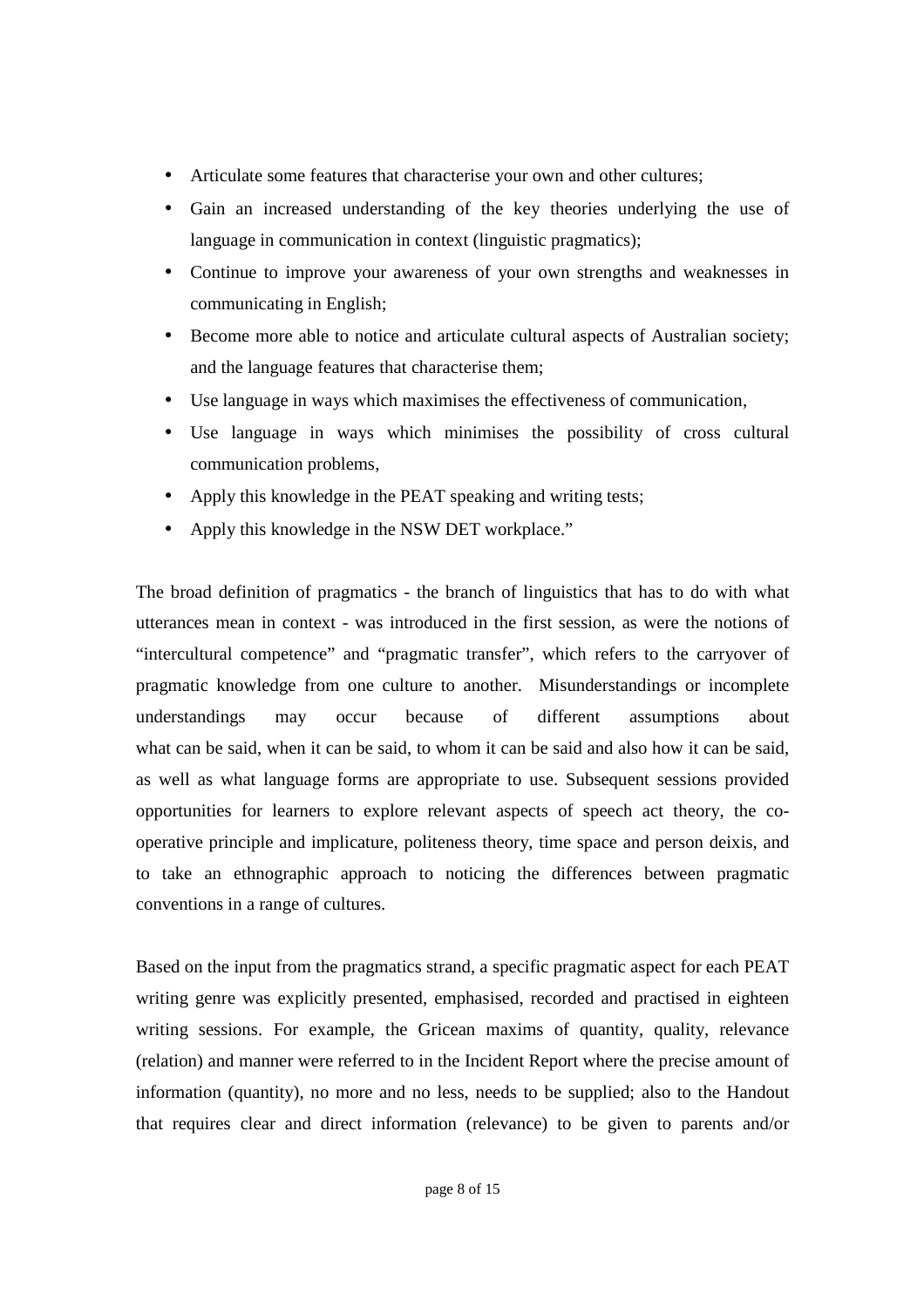- Articulate some features that characterise your own and other cultures;
- Gain an increased understanding of the key theories underlying the use of language in communication in context (linguistic pragmatics);
- Continue to improve your awareness of your own strengths and weaknesses in communicating in English;
- Become more able to notice and articulate cultural aspects of Australian society; and the language features that characterise them;
- Use language in ways which maximises the effectiveness of communication,
- Use language in ways which minimises the possibility of cross cultural communication problems,
- Apply this knowledge in the PEAT speaking and writing tests;
- Apply this knowledge in the NSW DET workplace."

The broad definition of pragmatics - the branch of linguistics that has to do with what utterances mean in context - was introduced in the first session, as were the notions of "intercultural competence" and "pragmatic transfer", which refers to the carryover of pragmatic knowledge from one culture to another. Misunderstandings or incomplete understandings may occur because of different assumptions about what can be said, when it can be said, to whom it can be said and also how it can be said, as well as what language forms are appropriate to use. Subsequent sessions provided opportunities for learners to explore relevant aspects of speech act theory, the co-operative principle and implicature, politeness theory, time space and person deixis, and to take an ethnographic approach to noticing the differences between pragmatic conventions in a range of cultures.

Based on the input from the pragmatics strand, a specific pragmatic aspect for each PEAT writing genre was explicitly presented, emphasised, recorded and practised in eighteen writing sessions. For example, the Gricean maxims of quantity, quality, relevance (relation) and manner were referred to in the Incident Report where the precise amount of information (quantity), no more and no less, needs to be supplied; also to the Handout that requires clear and direct information (relevance) to be given to parents and/or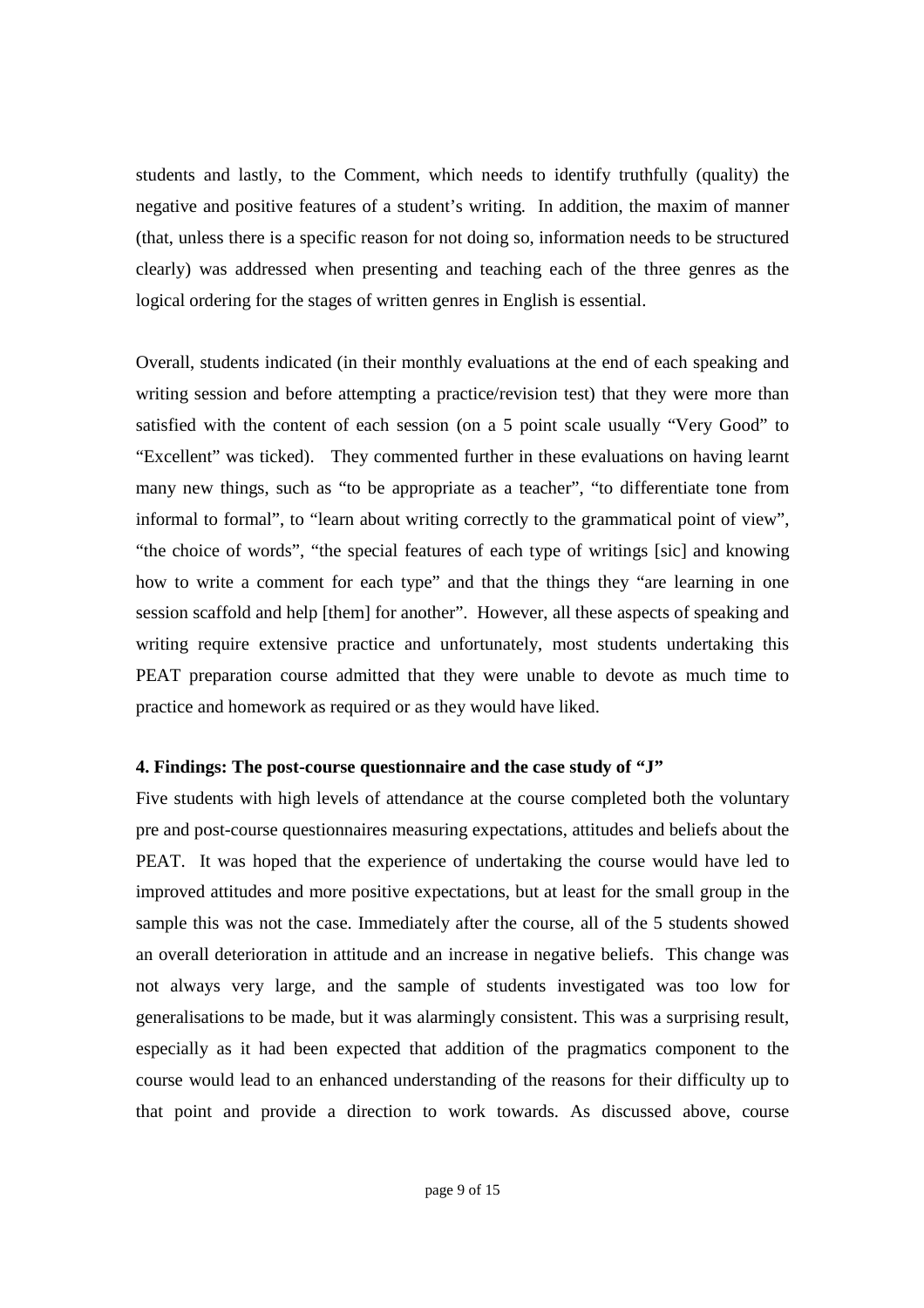students and lastly, to the Comment, which needs to identify truthfully (quality) the negative and positive features of a student's writing. In addition, the maxim of manner (that, unless there is a specific reason for not doing so, information needs to be structured clearly) was addressed when presenting and teaching each of the three genres as the logical ordering for the stages of written genres in English is essential.

Overall, students indicated (in their monthly evaluations at the end of each speaking and writing session and before attempting a practice/revision test) that they were more than satisfied with the content of each session (on a 5 point scale usually "Very Good" to "Excellent" was ticked). They commented further in these evaluations on having learnt many new things, such as "to be appropriate as a teacher", "to differentiate tone from informal to formal", to "learn about writing correctly to the grammatical point of view", "the choice of words", "the special features of each type of writings [sic] and knowing how to write a comment for each type" and that the things they "are learning in one session scaffold and help [them] for another". However, all these aspects of speaking and writing require extensive practice and unfortunately, most students undertaking this PEAT preparation course admitted that they were unable to devote as much time to practice and homework as required or as they would have liked.

**4. Findings: The post-course questionnaire and the case study of "J"**

Five students with high levels of attendance at the course completed both the voluntary pre and post-course questionnaires measuring expectations, attitudes and beliefs about the PEAT. It was hoped that the experience of undertaking the course would have led to improved attitudes and more positive expectations, but at least for the small group in the sample this was not the case. Immediately after the course, all of the 5 students showed an overall deterioration in attitude and an increase in negative beliefs. This change was not always very large, and the sample of students investigated was too low for generalisations to be made, but it was alarmingly consistent. This was a surprising result, especially as it had been expected that addition of the pragmatics component to the course would lead to an enhanced understanding of the reasons for their difficulty up to that point and provide a direction to work towards. As discussed above, course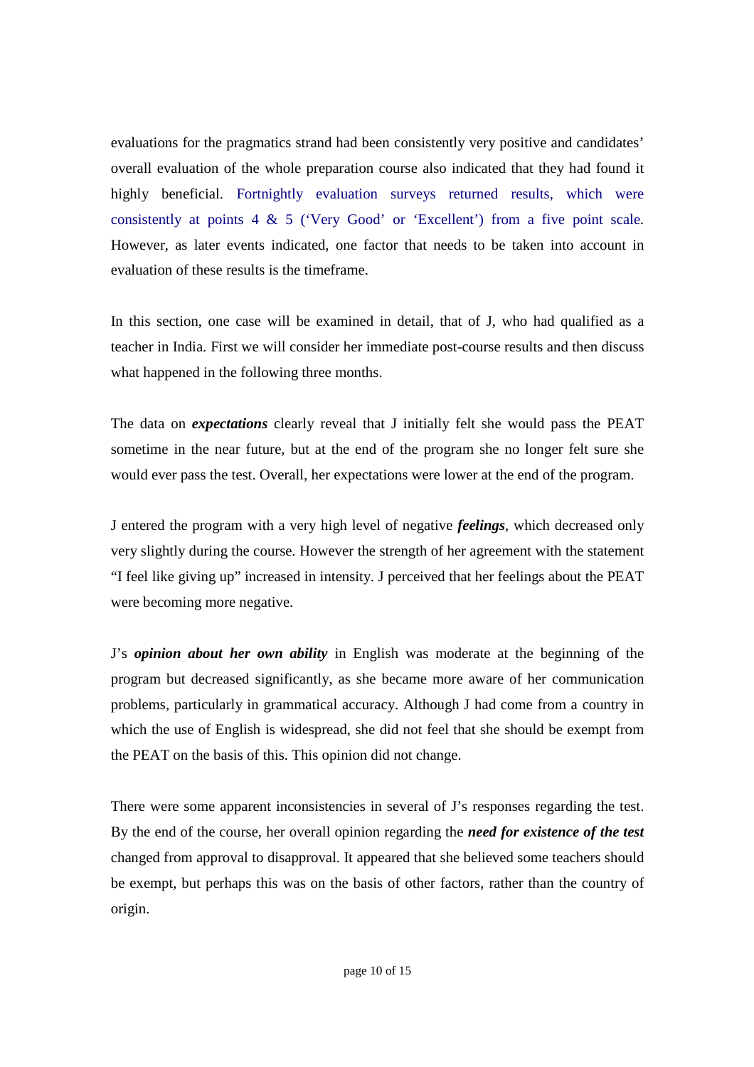evaluations for the pragmatics strand had been consistently very positive and candidates' overall evaluation of the whole preparation course also indicated that they had found it highly beneficial. Fortnightly evaluation surveys returned results, which were consistently at points 4 & 5 ('Very Good' or 'Excellent') from a five point scale. However, as later events indicated, one factor that needs to be taken into account in evaluation of these results is the timeframe.

In this section, one case will be examined in detail, that of J, who had qualified as a teacher in India. First we will consider her immediate post-course results and then discuss what happened in the following three months.

The data on ***expectations*** clearly reveal that J initially felt she would pass the PEAT sometime in the near future, but at the end of the program she no longer felt sure she would ever pass the test. Overall, her expectations were lower at the end of the program.

J entered the program with a very high level of negative ***feelings***, which decreased only very slightly during the course. However the strength of her agreement with the statement "I feel like giving up" increased in intensity. J perceived that her feelings about the PEAT were becoming more negative.

J's ***opinion about her own ability*** in English was moderate at the beginning of the program but decreased significantly, as she became more aware of her communication problems, particularly in grammatical accuracy. Although J had come from a country in which the use of English is widespread, she did not feel that she should be exempt from the PEAT on the basis of this. This opinion did not change.

There were some apparent inconsistencies in several of J's responses regarding the test. By the end of the course, her overall opinion regarding the ***need for existence of the test*** changed from approval to disapproval. It appeared that she believed some teachers should be exempt, but perhaps this was on the basis of other factors, rather than the country of origin.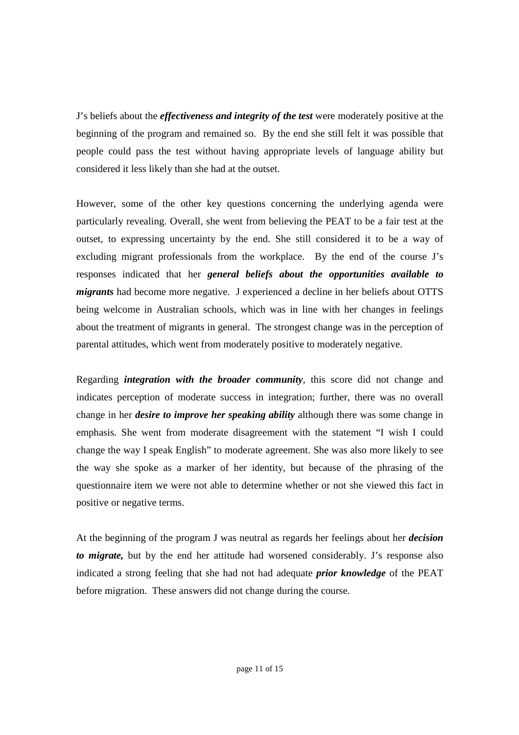J's beliefs about the ***effectiveness and integrity of the test*** were moderately positive at the beginning of the program and remained so. By the end she still felt it was possible that people could pass the test without having appropriate levels of language ability but considered it less likely than she had at the outset.

However, some of the other key questions concerning the underlying agenda were particularly revealing. Overall, she went from believing the PEAT to be a fair test at the outset, to expressing uncertainty by the end. She still considered it to be a way of excluding migrant professionals from the workplace. By the end of the course J's responses indicated that her ***general beliefs about the opportunities available to migrants*** had become more negative. J experienced a decline in her beliefs about OTTS being welcome in Australian schools, which was in line with her changes in feelings about the treatment of migrants in general. The strongest change was in the perception of parental attitudes, which went from moderately positive to moderately negative.

Regarding ***integration with the broader community***, this score did not change and indicates perception of moderate success in integration; further, there was no overall change in her ***desire to improve her speaking ability*** although there was some change in emphasis. She went from moderate disagreement with the statement "I wish I could change the way I speak English" to moderate agreement. She was also more likely to see the way she spoke as a marker of her identity, but because of the phrasing of the questionnaire item we were not able to determine whether or not she viewed this fact in positive or negative terms.

At the beginning of the program J was neutral as regards her feelings about her ***decision to migrate,*** but by the end her attitude had worsened considerably. J's response also indicated a strong feeling that she had not had adequate ***prior knowledge*** of the PEAT before migration. These answers did not change during the course.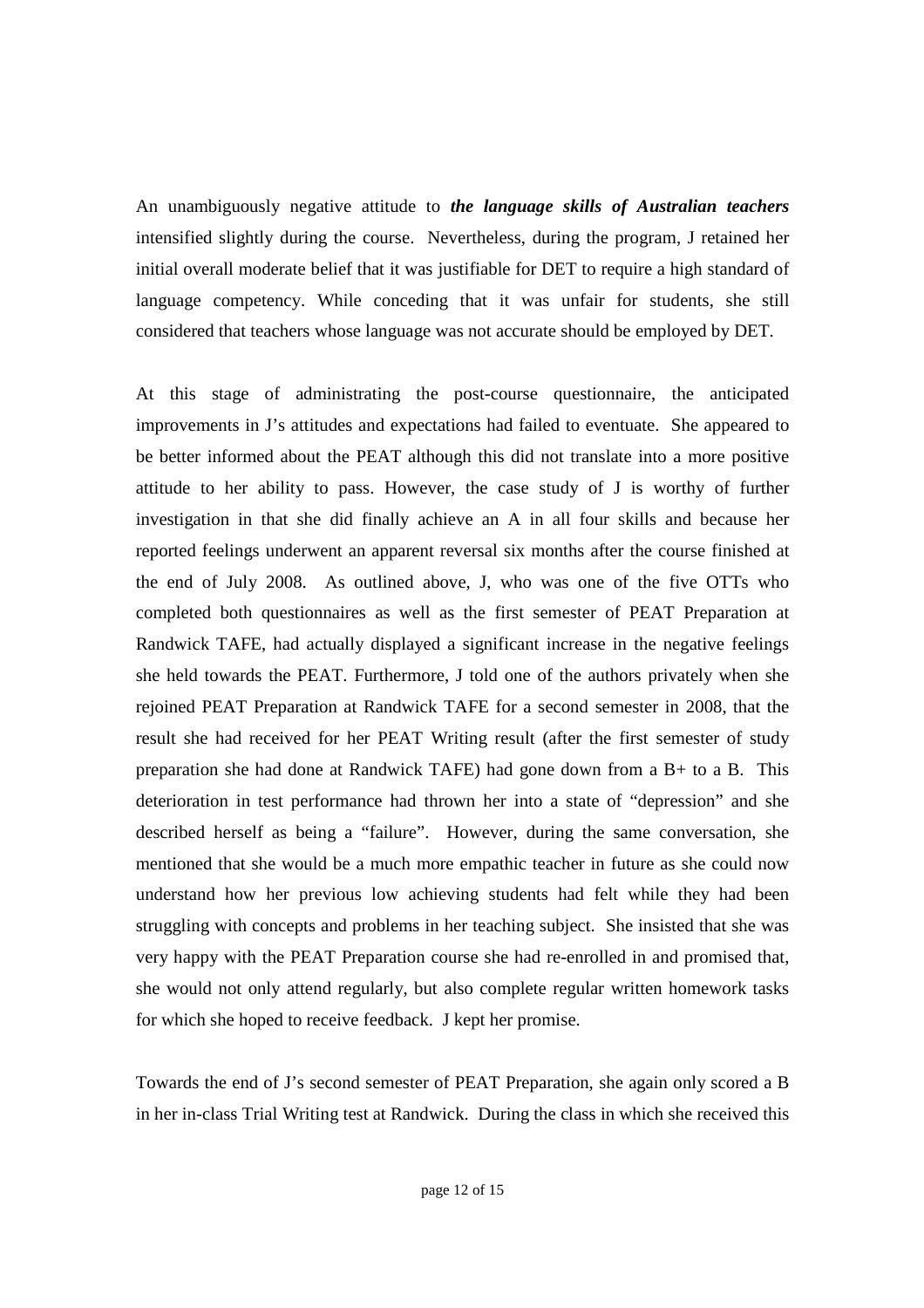An unambiguously negative attitude to ***the language skills of Australian teachers*** intensified slightly during the course. Nevertheless, during the program, J retained her initial overall moderate belief that it was justifiable for DET to require a high standard of language competency. While conceding that it was unfair for students, she still considered that teachers whose language was not accurate should be employed by DET.

At this stage of administrating the post-course questionnaire, the anticipated improvements in J's attitudes and expectations had failed to eventuate. She appeared to be better informed about the PEAT although this did not translate into a more positive attitude to her ability to pass. However, the case study of J is worthy of further investigation in that she did finally achieve an A in all four skills and because her reported feelings underwent an apparent reversal six months after the course finished at the end of July 2008. As outlined above, J, who was one of the five OTTs who completed both questionnaires as well as the first semester of PEAT Preparation at Randwick TAFE, had actually displayed a significant increase in the negative feelings she held towards the PEAT. Furthermore, J told one of the authors privately when she rejoined PEAT Preparation at Randwick TAFE for a second semester in 2008, that the result she had received for her PEAT Writing result (after the first semester of study preparation she had done at Randwick TAFE) had gone down from a B+ to a B. This deterioration in test performance had thrown her into a state of "depression" and she described herself as being a "failure". However, during the same conversation, she mentioned that she would be a much more empathic teacher in future as she could now understand how her previous low achieving students had felt while they had been struggling with concepts and problems in her teaching subject. She insisted that she was very happy with the PEAT Preparation course she had re-enrolled in and promised that, she would not only attend regularly, but also complete regular written homework tasks for which she hoped to receive feedback. J kept her promise.

Towards the end of J's second semester of PEAT Preparation, she again only scored a B in her in-class Trial Writing test at Randwick. During the class in which she received this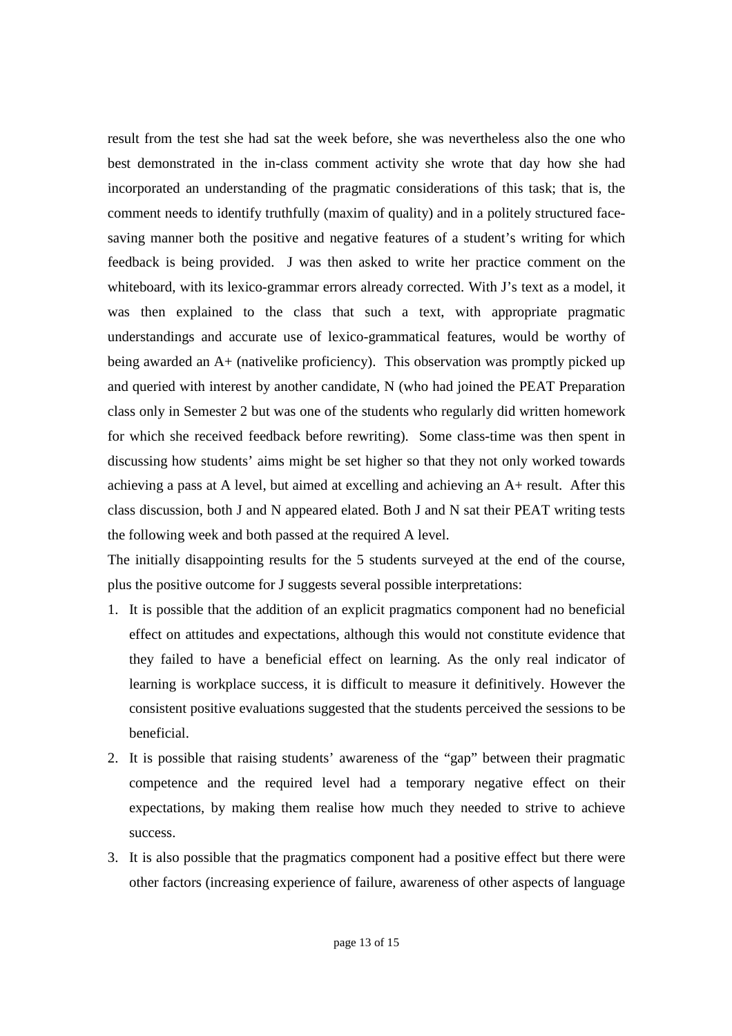result from the test she had sat the week before, she was nevertheless also the one who best demonstrated in the in-class comment activity she wrote that day how she had incorporated an understanding of the pragmatic considerations of this task; that is, the comment needs to identify truthfully (maxim of quality) and in a politely structured face-saving manner both the positive and negative features of a student's writing for which feedback is being provided. J was then asked to write her practice comment on the whiteboard, with its lexico-grammar errors already corrected. With J's text as a model, it was then explained to the class that such a text, with appropriate pragmatic understandings and accurate use of lexico-grammatical features, would be worthy of being awarded an A+ (nativelike proficiency). This observation was promptly picked up and queried with interest by another candidate, N (who had joined the PEAT Preparation class only in Semester 2 but was one of the students who regularly did written homework for which she received feedback before rewriting). Some class-time was then spent in discussing how students' aims might be set higher so that they not only worked towards achieving a pass at A level, but aimed at excelling and achieving an A+ result. After this class discussion, both J and N appeared elated. Both J and N sat their PEAT writing tests the following week and both passed at the required A level.

The initially disappointing results for the 5 students surveyed at the end of the course, plus the positive outcome for J suggests several possible interpretations:

1. It is possible that the addition of an explicit pragmatics component had no beneficial effect on attitudes and expectations, although this would not constitute evidence that they failed to have a beneficial effect on learning. As the only real indicator of learning is workplace success, it is difficult to measure it definitively. However the consistent positive evaluations suggested that the students perceived the sessions to be beneficial.
2. It is possible that raising students' awareness of the "gap" between their pragmatic competence and the required level had a temporary negative effect on their expectations, by making them realise how much they needed to strive to achieve success.
3. It is also possible that the pragmatics component had a positive effect but there were other factors (increasing experience of failure, awareness of other aspects of language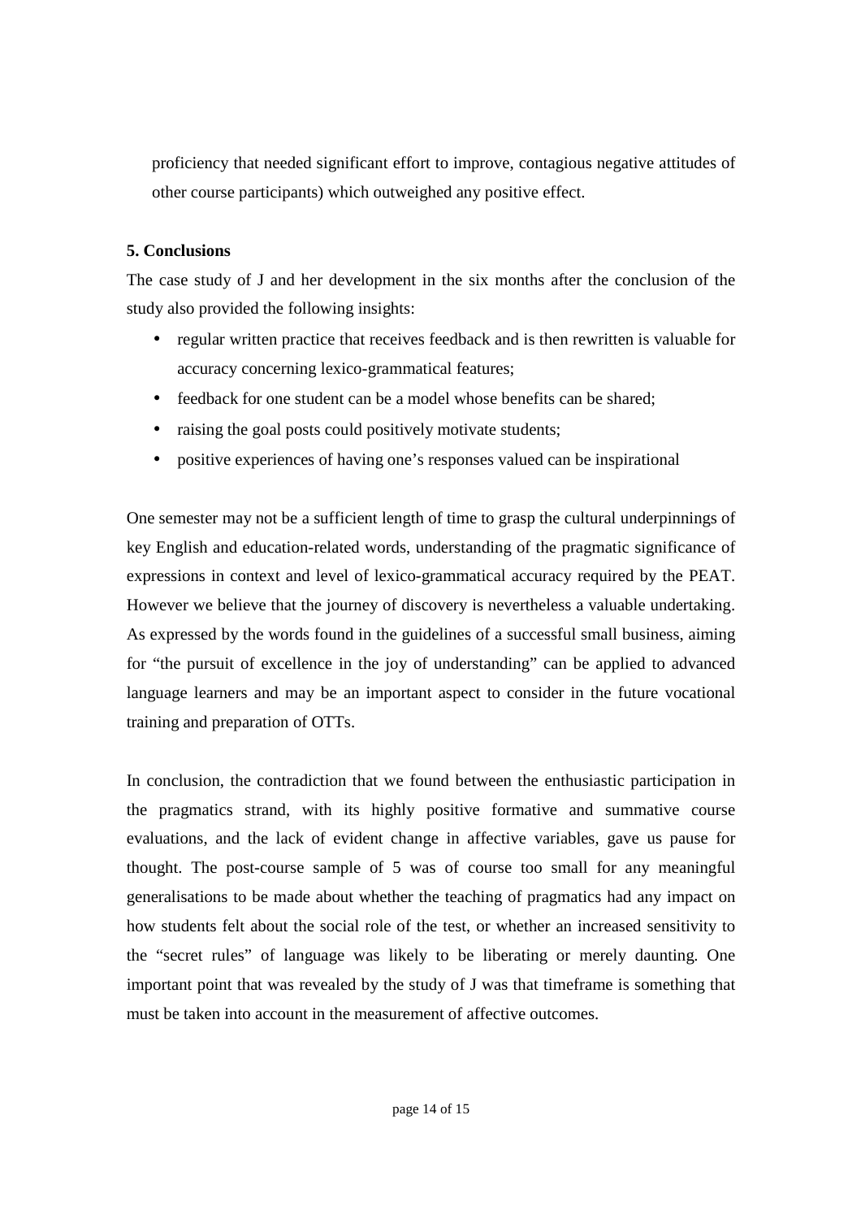proficiency that needed significant effort to improve, contagious negative attitudes of other course participants) which outweighed any positive effect.

**5. Conclusions**

The case study of J and her development in the six months after the conclusion of the study also provided the following insights:

- regular written practice that receives feedback and is then rewritten is valuable for accuracy concerning lexico-grammatical features;
- feedback for one student can be a model whose benefits can be shared;
- raising the goal posts could positively motivate students;
- positive experiences of having one's responses valued can be inspirational

One semester may not be a sufficient length of time to grasp the cultural underpinnings of key English and education-related words, understanding of the pragmatic significance of expressions in context and level of lexico-grammatical accuracy required by the PEAT. However we believe that the journey of discovery is nevertheless a valuable undertaking. As expressed by the words found in the guidelines of a successful small business, aiming for "the pursuit of excellence in the joy of understanding" can be applied to advanced language learners and may be an important aspect to consider in the future vocational training and preparation of OTTs.

In conclusion, the contradiction that we found between the enthusiastic participation in the pragmatics strand, with its highly positive formative and summative course evaluations, and the lack of evident change in affective variables, gave us pause for thought. The post-course sample of 5 was of course too small for any meaningful generalisations to be made about whether the teaching of pragmatics had any impact on how students felt about the social role of the test, or whether an increased sensitivity to the "secret rules" of language was likely to be liberating or merely daunting. One important point that was revealed by the study of J was that timeframe is something that must be taken into account in the measurement of affective outcomes.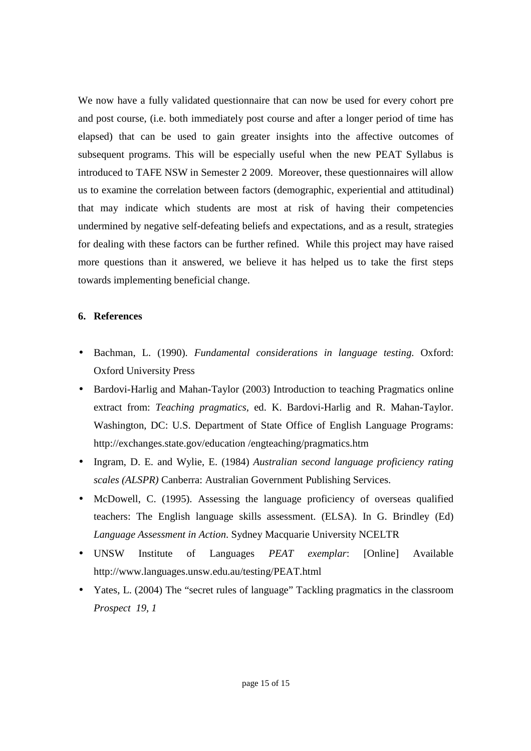We now have a fully validated questionnaire that can now be used for every cohort pre and post course, (i.e. both immediately post course and after a longer period of time has elapsed) that can be used to gain greater insights into the affective outcomes of subsequent programs. This will be especially useful when the new PEAT Syllabus is introduced to TAFE NSW in Semester 2 2009. Moreover, these questionnaires will allow us to examine the correlation between factors (demographic, experiential and attitudinal) that may indicate which students are most at risk of having their competencies undermined by negative self-defeating beliefs and expectations, and as a result, strategies for dealing with these factors can be further refined. While this project may have raised more questions than it answered, we believe it has helped us to take the first steps towards implementing beneficial change.

## 6. References

- Bachman, L. (1990). *Fundamental considerations in language testing.* Oxford: Oxford University Press
- Bardovi-Harlig and Mahan-Taylor (2003) Introduction to teaching Pragmatics online extract from: *Teaching pragmatics*, ed. K. Bardovi-Harlig and R. Mahan-Taylor. Washington, DC: U.S. Department of State Office of English Language Programs: http://exchanges.state.gov/education /engteaching/pragmatics.htm
- Ingram, D. E. and Wylie, E. (1984) *Australian second language proficiency rating scales (ALSPR)* Canberra: Australian Government Publishing Services.
- McDowell, C. (1995). Assessing the language proficiency of overseas qualified teachers: The English language skills assessment. (ELSA). In G. Brindley (Ed) *Language Assessment in Action*. Sydney Macquarie University NCELTR
- UNSW Institute of Languages *PEAT exemplar*: [Online] Available http://www.languages.unsw.edu.au/testing/PEAT.html
- Yates, L. (2004) The "secret rules of language" Tackling pragmatics in the classroom *Prospect 19, 1*